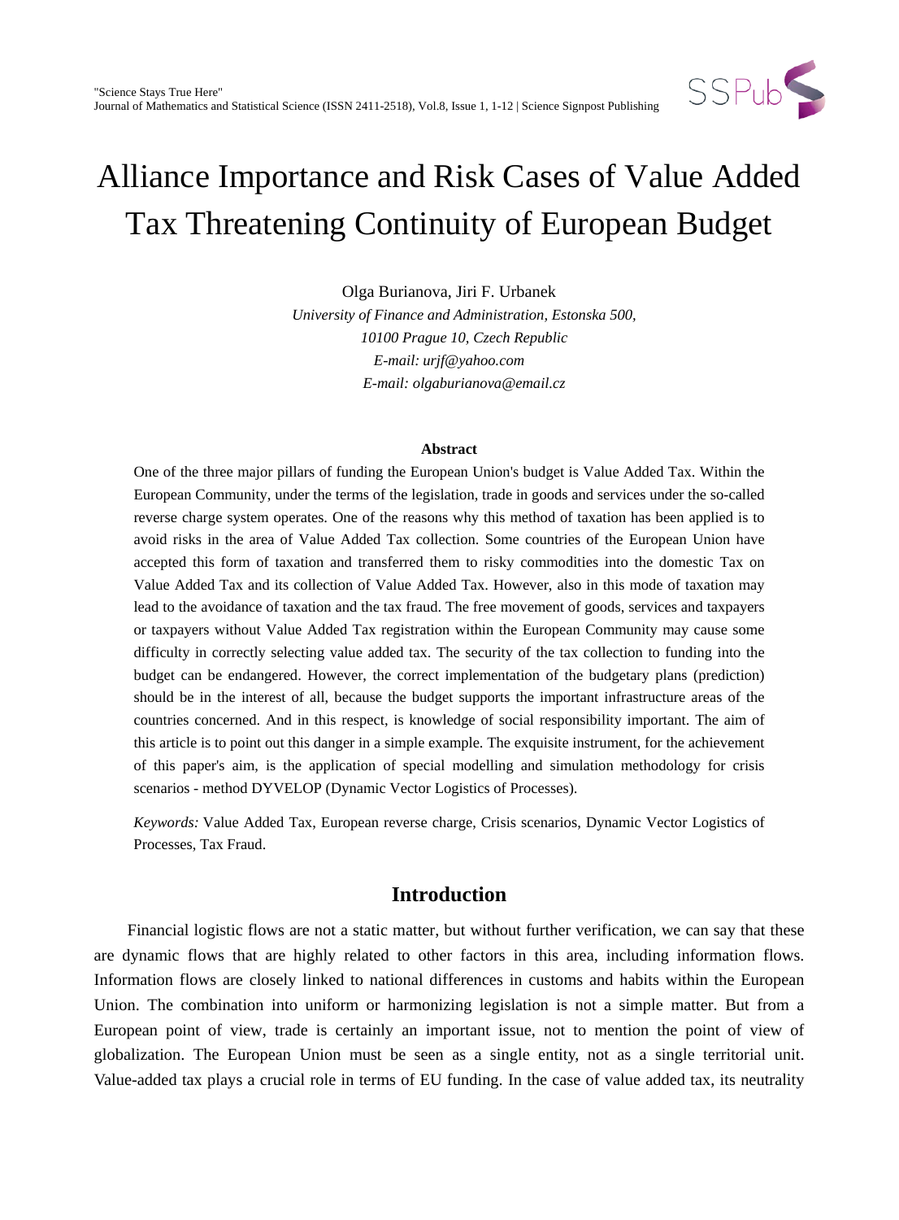# Alliance Importance and Risk Cases of Value Added Tax Threatening Continuity of European Budget

Olga Burianova, Jiri F. Urbanek

*University of Finance and Administration, Estonska 500, 10100 Prague 10, Czech Republic*

*E-mail: urjf@yahoo.com*

*E-mail: olgaburianova@email.cz*

### Abstract

One of the three major pillars of funding the European Union's budget is Value Added Tax. Within the European Community, under the terms of the legislation, trade in goods and services under the so-called reverse charge system operates. One of the reasons why this method of taxation has been applied is to avoid risks in the area of Value Added Tax collection. Some countries of the European Union have accepted this form of taxation and transferred them to risky commodities into the domestic Tax on Value Added Tax and its collection of Value Added Tax. However, also in this mode of taxation may lead to the avoidance of taxation and the tax fraud. The free movement of goods, services and taxpayers or taxpayers without Value Added Tax registration within the European Community may cause some difficulty in correctly selecting value added tax. The security of the tax collection to funding into the budget can be endangered. However, the correct implementation of the budgetary plans (prediction) should be in the interest of all, because the budget supports the important infrastructure areas of the countries concerned. And in this respect, is knowledge of social responsibility important. The aim of this article is to point out this danger in a simple example. The exquisite instrument, for the achievement of this paper's aim, is the application of special modelling and simulation methodology for crisis scenarios - method DYVELOP (Dynamic Vector Logistics of Processes).

*Keywords:* Value Added Tax, European reverse charge, Crisis scenarios, Dynamic Vector Logistics of Processes, Tax Fraud.

## Introduction

Financial logistic flows are not a static matter, but without further verification, we can say that these are dynamic flows that are highly related to other factors in this area, including information flows. Information flows are closely linked to national differences in customs and habits within the European Union. The combination into uniform or harmonizing legislation is not a simple matter. But from a European point of view, trade is certainly an important issue, not to mention the point of view of globalization. The European Union must be seen as a single entity, not as a single territorial unit. Value-added tax plays a crucial role in terms of EU funding. In the case of value added tax, its neutrality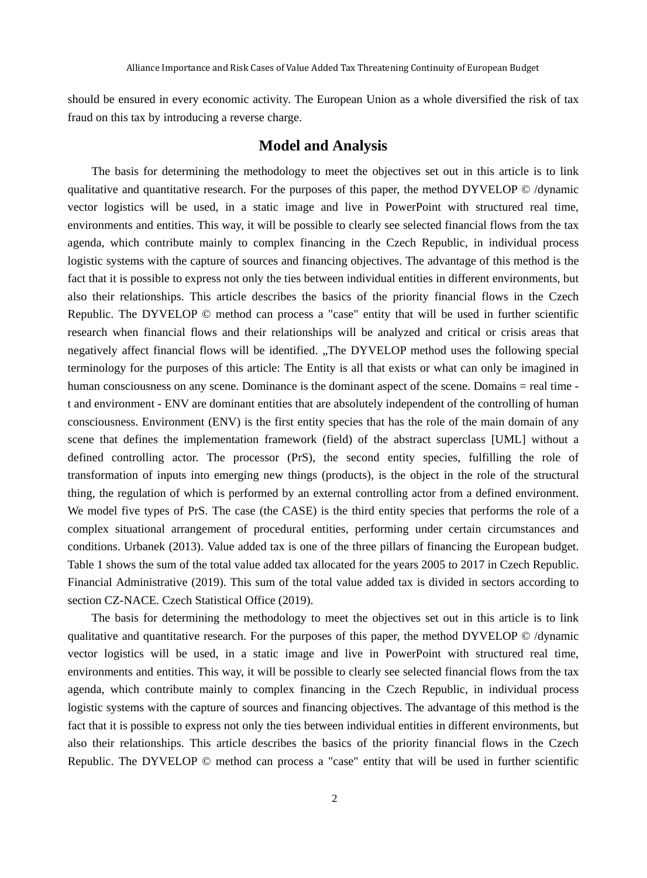should be ensured in every economic activity. The European Union as a whole diversified the risk of tax fraud on this tax by introducing a reverse charge.

## Model and Analysis

The basis for determining the methodology to meet the objectives set out in this article is to link qualitative and quantitative research. For the purposes of this paper, the method DYVELOP © /dynamic vector logistics will be used, in a static image and live in PowerPoint with structured real time, environments and entities. This way, it will be possible to clearly see selected financial flows from the tax agenda, which contribute mainly to complex financing in the Czech Republic, in individual process logistic systems with the capture of sources and financing objectives. The advantage of this method is the fact that it is possible to express not only the ties between individual entities in different environments, but also their relationships. This article describes the basics of the priority financial flows in the Czech Republic. The DYVELOP © method can process a "case" entity that will be used in further scientific research when financial flows and their relationships will be analyzed and critical or crisis areas that negatively affect financial flows will be identified. „The DYVELOP method uses the following special terminology for the purposes of this article: The Entity is all that exists or what can only be imagined in human consciousness on any scene. Dominance is the dominant aspect of the scene. Domains = real time - t and environment - ENV are dominant entities that are absolutely independent of the controlling of human consciousness. Environment (ENV) is the first entity species that has the role of the main domain of any scene that defines the implementation framework (field) of the abstract superclass [UML] without a defined controlling actor. The processor (PrS), the second entity species, fulfilling the role of transformation of inputs into emerging new things (products), is the object in the role of the structural thing, the regulation of which is performed by an external controlling actor from a defined environment. We model five types of PrS. The case (the CASE) is the third entity species that performs the role of a complex situational arrangement of procedural entities, performing under certain circumstances and conditions. Urbanek (2013). Value added tax is one of the three pillars of financing the European budget. Table 1 shows the sum of the total value added tax allocated for the years 2005 to 2017 in Czech Republic. Financial Administrative (2019). This sum of the total value added tax is divided in sectors according to section CZ-NACE. Czech Statistical Office (2019).

The basis for determining the methodology to meet the objectives set out in this article is to link qualitative and quantitative research. For the purposes of this paper, the method DYVELOP © /dynamic vector logistics will be used, in a static image and live in PowerPoint with structured real time, environments and entities. This way, it will be possible to clearly see selected financial flows from the tax agenda, which contribute mainly to complex financing in the Czech Republic, in individual process logistic systems with the capture of sources and financing objectives. The advantage of this method is the fact that it is possible to express not only the ties between individual entities in different environments, but also their relationships. This article describes the basics of the priority financial flows in the Czech Republic. The DYVELOP © method can process a "case" entity that will be used in further scientific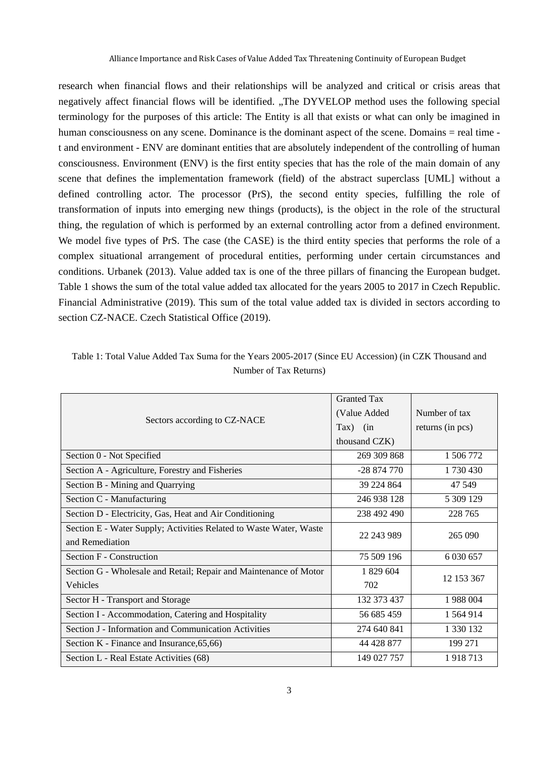research when financial flows and their relationships will be analyzed and critical or crisis areas that negatively affect financial flows will be identified. „The DYVELOP method uses the following special terminology for the purposes of this article: The Entity is all that exists or what can only be imagined in human consciousness on any scene. Dominance is the dominant aspect of the scene. Domains = real time - t and environment - ENV are dominant entities that are absolutely independent of the controlling of human consciousness. Environment (ENV) is the first entity species that has the role of the main domain of any scene that defines the implementation framework (field) of the abstract superclass [UML] without a defined controlling actor. The processor (PrS), the second entity species, fulfilling the role of transformation of inputs into emerging new things (products), is the object in the role of the structural thing, the regulation of which is performed by an external controlling actor from a defined environment. We model five types of PrS. The case (the CASE) is the third entity species that performs the role of a complex situational arrangement of procedural entities, performing under certain circumstances and conditions. Urbanek (2013). Value added tax is one of the three pillars of financing the European budget. Table 1 shows the sum of the total value added tax allocated for the years 2005 to 2017 in Czech Republic. Financial Administrative (2019). This sum of the total value added tax is divided in sectors according to section CZ-NACE. Czech Statistical Office (2019).

Table 1: Total Value Added Tax Suma for the Years 2005-2017 (Since EU Accession) (in CZK Thousand and Number of Tax Returns)

| Sectors according to CZ-NACE | Granted Tax (Value Added Tax) (in thousand CZK) | Number of tax returns (in pcs) |
|---|---|---|
| Section 0 - Not Specified | 269 309 868 | 1 506 772 |
| Section A - Agriculture, Forestry and Fisheries | -28 874 770 | 1 730 430 |
| Section B - Mining and Quarrying | 39 224 864 | 47 549 |
| Section C - Manufacturing | 246 938 128 | 5 309 129 |
| Section D - Electricity, Gas, Heat and Air Conditioning | 238 492 490 | 228 765 |
| Section E - Water Supply; Activities Related to Waste Water, Waste and Remediation | 22 243 989 | 265 090 |
| Section F - Construction | 75 509 196 | 6 030 657 |
| Section G - Wholesale and Retail; Repair and Maintenance of Motor Vehicles | 1 829 604 702 | 12 153 367 |
| Sector H - Transport and Storage | 132 373 437 | 1 988 004 |
| Section I - Accommodation, Catering and Hospitality | 56 685 459 | 1 564 914 |
| Section J - Information and Communication Activities | 274 640 841 | 1 330 132 |
| Section K - Finance and Insurance,65,66) | 44 428 877 | 199 271 |
| Section L - Real Estate Activities (68) | 149 027 757 | 1 918 713 |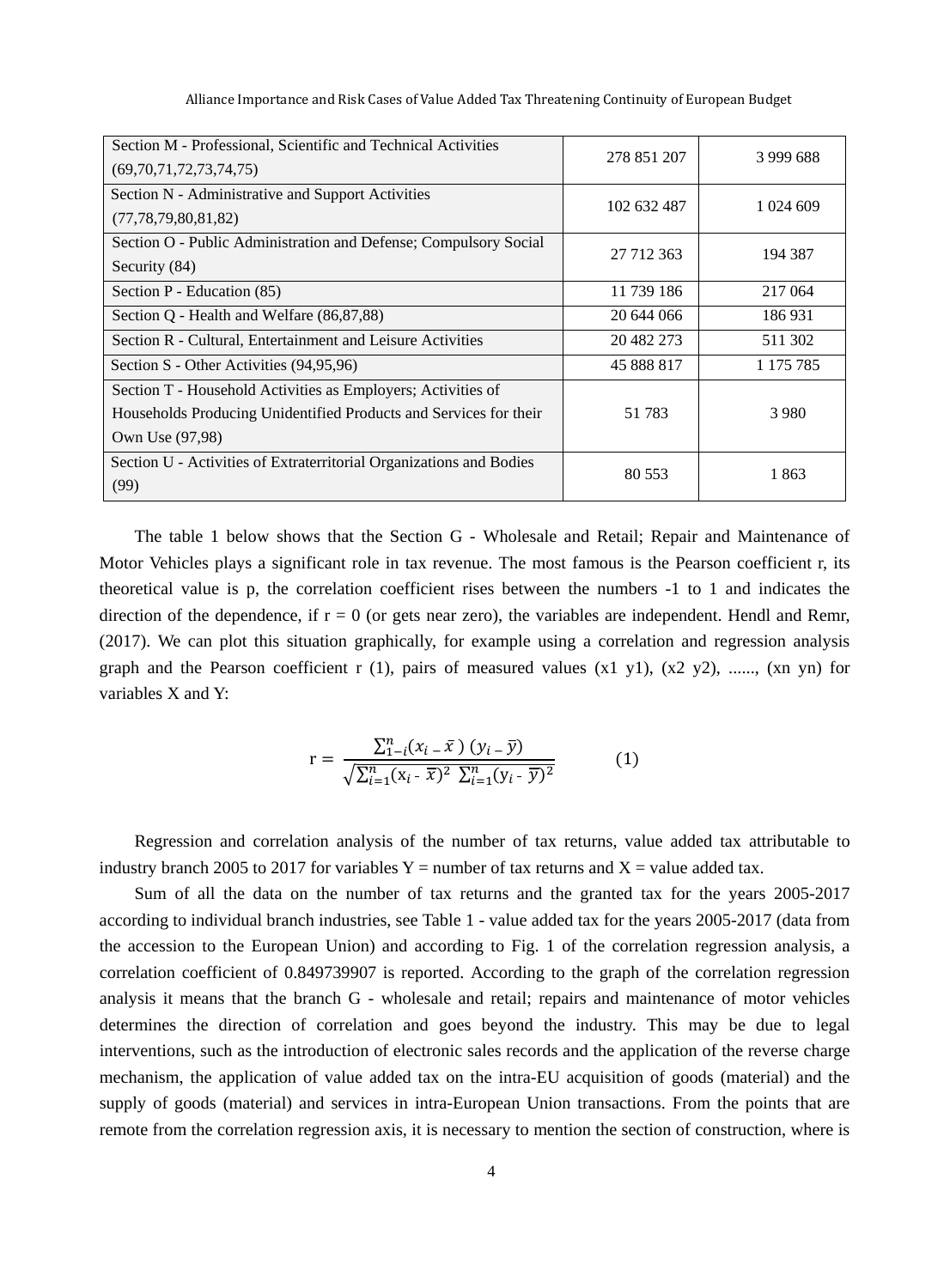| Section M - Professional, Scientific and Technical Activities (69,70,71,72,73,74,75) | 278 851 207 | 3 999 688 |
|---|---|---|
| Section N - Administrative and Support Activities (77,78,79,80,81,82) | 102 632 487 | 1 024 609 |
| Section O - Public Administration and Defense; Compulsory Social Security (84) | 27 712 363 | 194 387 |
| Section P - Education (85) | 11 739 186 | 217 064 |
| Section Q - Health and Welfare (86,87,88) | 20 644 066 | 186 931 |
| Section R - Cultural, Entertainment and Leisure Activities | 20 482 273 | 511 302 |
| Section S - Other Activities (94,95,96) | 45 888 817 | 1 175 785 |
| Section T - Household Activities as Employers; Activities of Households Producing Unidentified Products and Services for their Own Use (97,98) | 51 783 | 3 980 |
| Section U - Activities of Extraterritorial Organizations and Bodies (99) | 80 553 | 1 863 |

The table 1 below shows that the Section G - Wholesale and Retail; Repair and Maintenance of Motor Vehicles plays a significant role in tax revenue. The most famous is the Pearson coefficient r, its theoretical value is p, the correlation coefficient rises between the numbers -1 to 1 and indicates the direction of the dependence, if r = 0 (or gets near zero), the variables are independent. Hendl and Remr, (2017). We can plot this situation graphically, for example using a correlation and regression analysis graph and the Pearson coefficient r (1), pairs of measured values (x1 y1), (x2 y2), ......, (xn yn) for variables X and Y:

$$\mathrm{r} = \frac{\sum_{1-i}^{n}(x_i - \bar{x})\,(y_i - \bar{y})}{\sqrt{\sum_{i=1}^{n}(\mathrm{x}_i - \bar{x})^2\ \sum_{i=1}^{n}(\mathrm{y}_i - \bar{y})^2}} \qquad (1)$$

Regression and correlation analysis of the number of tax returns, value added tax attributable to industry branch 2005 to 2017 for variables Y = number of tax returns and X = value added tax.

Sum of all the data on the number of tax returns and the granted tax for the years 2005-2017 according to individual branch industries, see Table 1 - value added tax for the years 2005-2017 (data from the accession to the European Union) and according to Fig. 1 of the correlation regression analysis, a correlation coefficient of 0.849739907 is reported. According to the graph of the correlation regression analysis it means that the branch G - wholesale and retail; repairs and maintenance of motor vehicles determines the direction of correlation and goes beyond the industry. This may be due to legal interventions, such as the introduction of electronic sales records and the application of the reverse charge mechanism, the application of value added tax on the intra-EU acquisition of goods (material) and the supply of goods (material) and services in intra-European Union transactions. From the points that are remote from the correlation regression axis, it is necessary to mention the section of construction, where is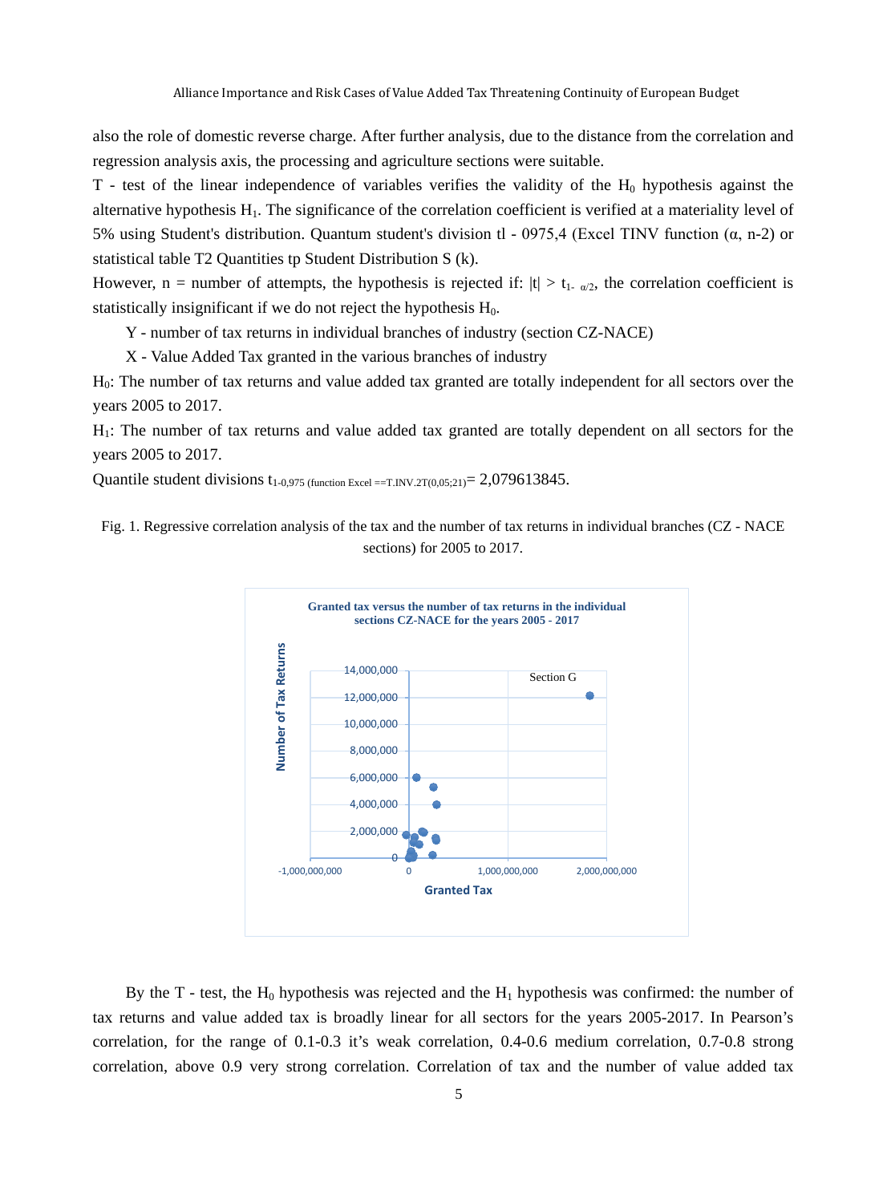also the role of domestic reverse charge. After further analysis, due to the distance from the correlation and regression analysis axis, the processing and agriculture sections were suitable.

T - test of the linear independence of variables verifies the validity of the $H_0$ hypothesis against the alternative hypothesis $H_1$. The significance of the correlation coefficient is verified at a materiality level of 5% using Student's distribution. Quantum student's division tl - 0975,4 (Excel TINV function (α, n-2) or statistical table T2 Quantities tp Student Distribution S (k).

However, n = number of attempts, the hypothesis is rejected if: $|t| > t_{1-\alpha/2}$, the correlation coefficient is statistically insignificant if we do not reject the hypothesis $H_0$.

Y - number of tax returns in individual branches of industry (section CZ-NACE)

X - Value Added Tax granted in the various branches of industry

$H_0$: The number of tax returns and value added tax granted are totally independent for all sectors over the years 2005 to 2017.

$H_1$: The number of tax returns and value added tax granted are totally dependent on all sectors for the years 2005 to 2017.

Quantile student divisions $t_{1\text{-}0{,}975\ \text{(function Excel ==T.INV.2T(0,05;21)}}$= 2,079613845.

Fig. 1. Regressive correlation analysis of the tax and the number of tax returns in individual branches (CZ - NACE sections) for 2005 to 2017.

By the T - test, the $H_0$ hypothesis was rejected and the $H_1$ hypothesis was confirmed: the number of tax returns and value added tax is broadly linear for all sectors for the years 2005-2017. In Pearson's correlation, for the range of 0.1-0.3 it's weak correlation, 0.4-0.6 medium correlation, 0.7-0.8 strong correlation, above 0.9 very strong correlation. Correlation of tax and the number of value added tax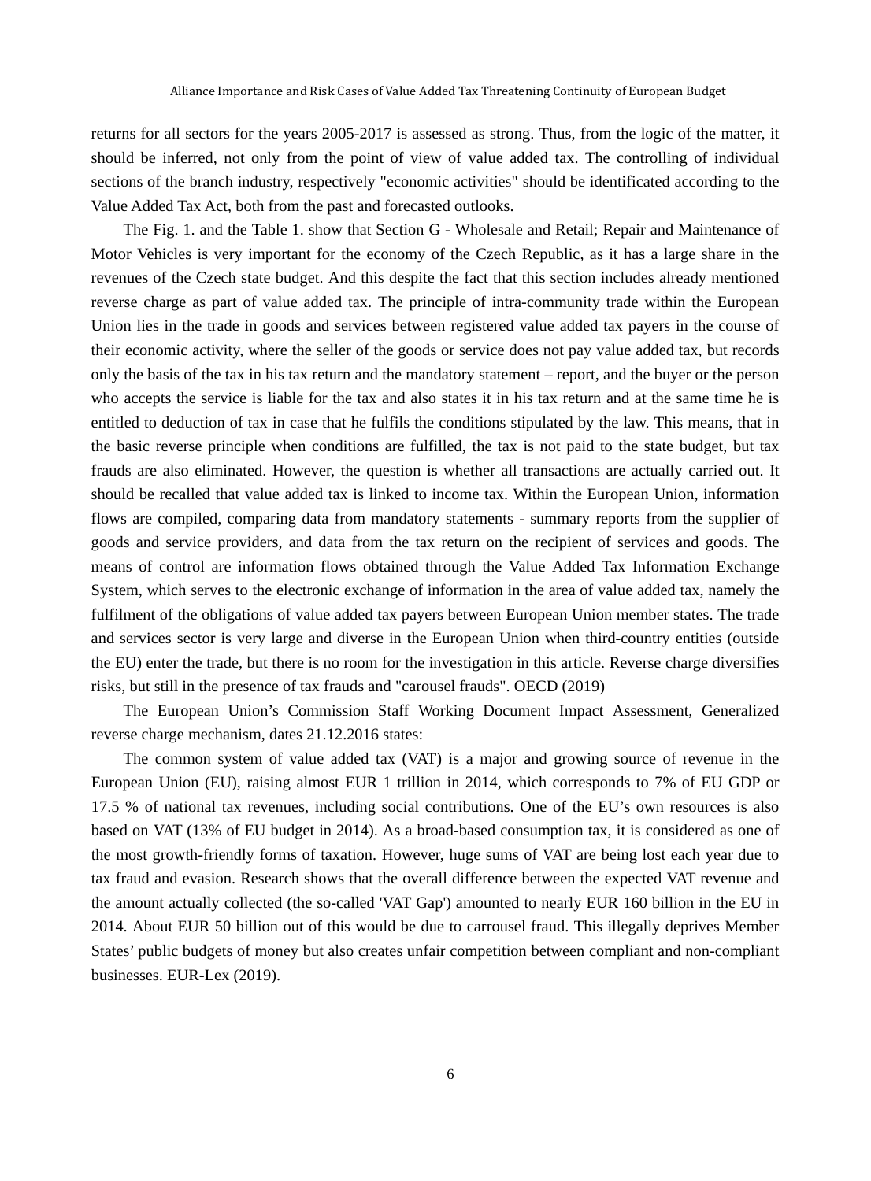returns for all sectors for the years 2005-2017 is assessed as strong. Thus, from the logic of the matter, it should be inferred, not only from the point of view of value added tax. The controlling of individual sections of the branch industry, respectively "economic activities" should be identificated according to the Value Added Tax Act, both from the past and forecasted outlooks.

The Fig. 1. and the Table 1. show that Section G - Wholesale and Retail; Repair and Maintenance of Motor Vehicles is very important for the economy of the Czech Republic, as it has a large share in the revenues of the Czech state budget. And this despite the fact that this section includes already mentioned reverse charge as part of value added tax. The principle of intra-community trade within the European Union lies in the trade in goods and services between registered value added tax payers in the course of their economic activity, where the seller of the goods or service does not pay value added tax, but records only the basis of the tax in his tax return and the mandatory statement – report, and the buyer or the person who accepts the service is liable for the tax and also states it in his tax return and at the same time he is entitled to deduction of tax in case that he fulfils the conditions stipulated by the law. This means, that in the basic reverse principle when conditions are fulfilled, the tax is not paid to the state budget, but tax frauds are also eliminated. However, the question is whether all transactions are actually carried out. It should be recalled that value added tax is linked to income tax. Within the European Union, information flows are compiled, comparing data from mandatory statements - summary reports from the supplier of goods and service providers, and data from the tax return on the recipient of services and goods. The means of control are information flows obtained through the Value Added Tax Information Exchange System, which serves to the electronic exchange of information in the area of value added tax, namely the fulfilment of the obligations of value added tax payers between European Union member states. The trade and services sector is very large and diverse in the European Union when third-country entities (outside the EU) enter the trade, but there is no room for the investigation in this article. Reverse charge diversifies risks, but still in the presence of tax frauds and "carousel frauds". OECD (2019)

The European Union's Commission Staff Working Document Impact Assessment, Generalized reverse charge mechanism, dates 21.12.2016 states:

The common system of value added tax (VAT) is a major and growing source of revenue in the European Union (EU), raising almost EUR 1 trillion in 2014, which corresponds to 7% of EU GDP or 17.5 % of national tax revenues, including social contributions. One of the EU's own resources is also based on VAT (13% of EU budget in 2014). As a broad-based consumption tax, it is considered as one of the most growth-friendly forms of taxation. However, huge sums of VAT are being lost each year due to tax fraud and evasion. Research shows that the overall difference between the expected VAT revenue and the amount actually collected (the so-called 'VAT Gap') amounted to nearly EUR 160 billion in the EU in 2014. About EUR 50 billion out of this would be due to carrousel fraud. This illegally deprives Member States' public budgets of money but also creates unfair competition between compliant and non-compliant businesses. EUR-Lex (2019).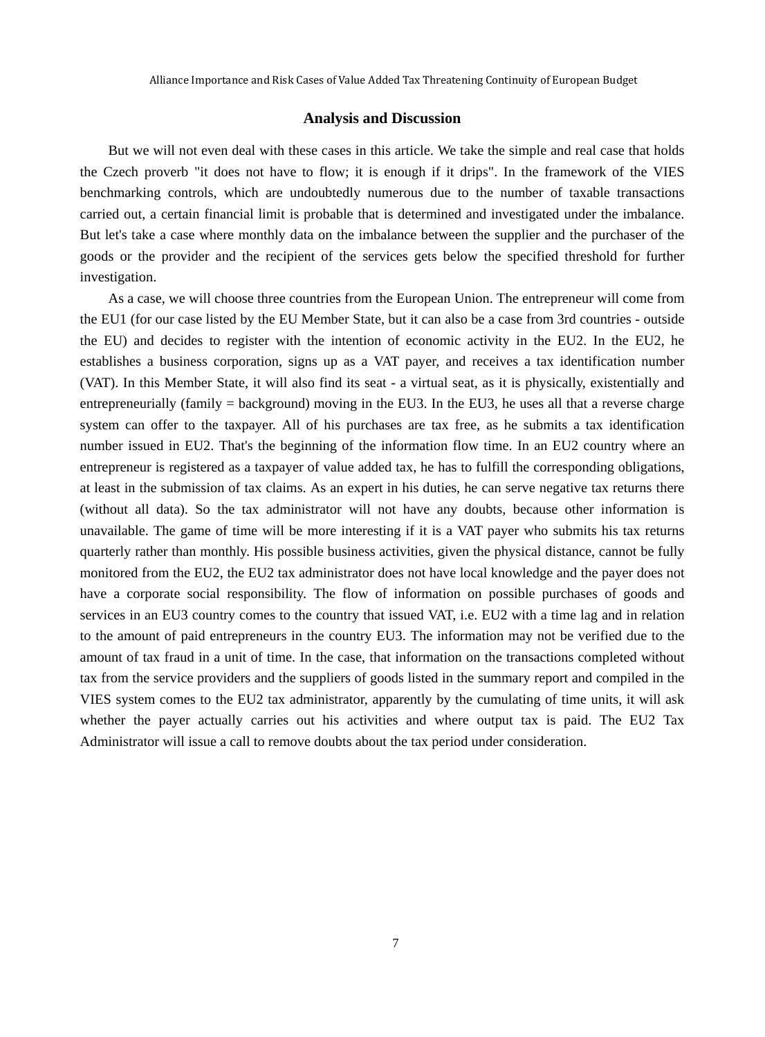## Analysis and Discussion

But we will not even deal with these cases in this article. We take the simple and real case that holds the Czech proverb "it does not have to flow; it is enough if it drips". In the framework of the VIES benchmarking controls, which are undoubtedly numerous due to the number of taxable transactions carried out, a certain financial limit is probable that is determined and investigated under the imbalance. But let's take a case where monthly data on the imbalance between the supplier and the purchaser of the goods or the provider and the recipient of the services gets below the specified threshold for further investigation.

As a case, we will choose three countries from the European Union. The entrepreneur will come from the EU1 (for our case listed by the EU Member State, but it can also be a case from 3rd countries - outside the EU) and decides to register with the intention of economic activity in the EU2. In the EU2, he establishes a business corporation, signs up as a VAT payer, and receives a tax identification number (VAT). In this Member State, it will also find its seat - a virtual seat, as it is physically, existentially and entrepreneurially (family = background) moving in the EU3. In the EU3, he uses all that a reverse charge system can offer to the taxpayer. All of his purchases are tax free, as he submits a tax identification number issued in EU2. That's the beginning of the information flow time. In an EU2 country where an entrepreneur is registered as a taxpayer of value added tax, he has to fulfill the corresponding obligations, at least in the submission of tax claims. As an expert in his duties, he can serve negative tax returns there (without all data). So the tax administrator will not have any doubts, because other information is unavailable. The game of time will be more interesting if it is a VAT payer who submits his tax returns quarterly rather than monthly. His possible business activities, given the physical distance, cannot be fully monitored from the EU2, the EU2 tax administrator does not have local knowledge and the payer does not have a corporate social responsibility. The flow of information on possible purchases of goods and services in an EU3 country comes to the country that issued VAT, i.e. EU2 with a time lag and in relation to the amount of paid entrepreneurs in the country EU3. The information may not be verified due to the amount of tax fraud in a unit of time. In the case, that information on the transactions completed without tax from the service providers and the suppliers of goods listed in the summary report and compiled in the VIES system comes to the EU2 tax administrator, apparently by the cumulating of time units, it will ask whether the payer actually carries out his activities and where output tax is paid. The EU2 Tax Administrator will issue a call to remove doubts about the tax period under consideration.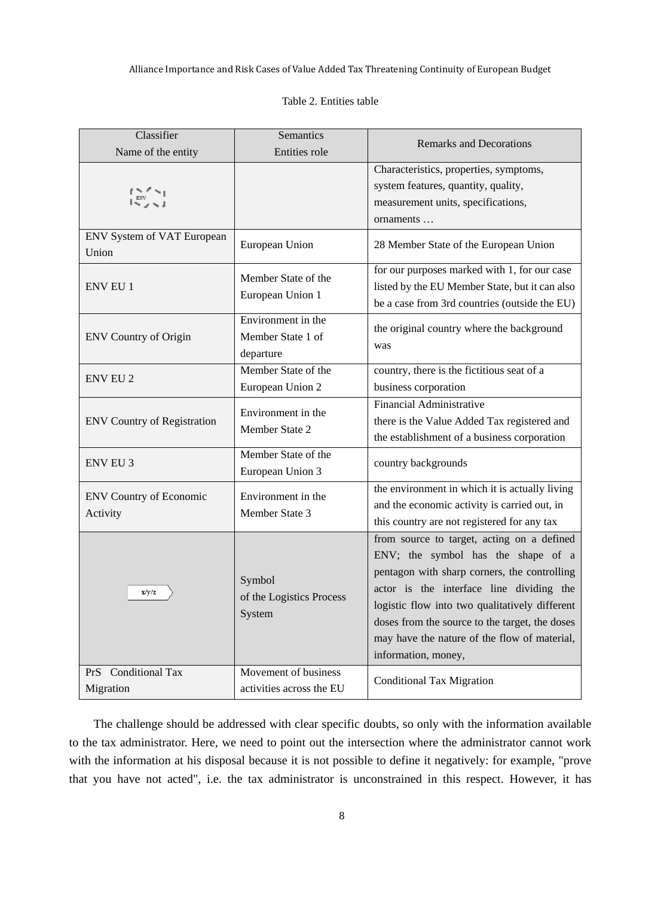Table 2. Entities table

| Classifier<br>Name of the entity | Semantics<br>Entities role | Remarks and Decorations |
|---|---|---|
| ENV | | Characteristics, properties, symptoms, system features, quantity, quality, measurement units, specifications, ornaments … |
| ENV System of VAT European Union | European Union | 28 Member State of the European Union |
| ENV EU 1 | Member State of the European Union 1 | for our purposes marked with 1, for our case listed by the EU Member State, but it can also be a case from 3rd countries (outside the EU) |
| ENV Country of Origin | Environment in the Member State 1 of departure | the original country where the background was |
| ENV EU 2 | Member State of the European Union 2 | country, there is the fictitious seat of a business corporation |
| ENV Country of Registration | Environment in the Member State 2 | Financial Administrative<br>there is the Value Added Tax registered and the establishment of a business corporation |
| ENV EU 3 | Member State of the European Union 3 | country backgrounds |
| ENV Country of Economic Activity | Environment in the Member State 3 | the environment in which it is actually living and the economic activity is carried out, in this country are not registered for any tax |
| x/y/z | Symbol<br>of the Logistics Process System | from source to target, acting on a defined ENV; the symbol has the shape of a pentagon with sharp corners, the controlling actor is the interface line dividing the logistic flow into two qualitatively different doses from the source to the target, the doses may have the nature of the flow of material, information, money, |
| PrS Conditional Tax Migration | Movement of business activities across the EU | Conditional Tax Migration |

The challenge should be addressed with clear specific doubts, so only with the information available to the tax administrator. Here, we need to point out the intersection where the administrator cannot work with the information at his disposal because it is not possible to define it negatively: for example, "prove that you have not acted", i.e. the tax administrator is unconstrained in this respect. However, it has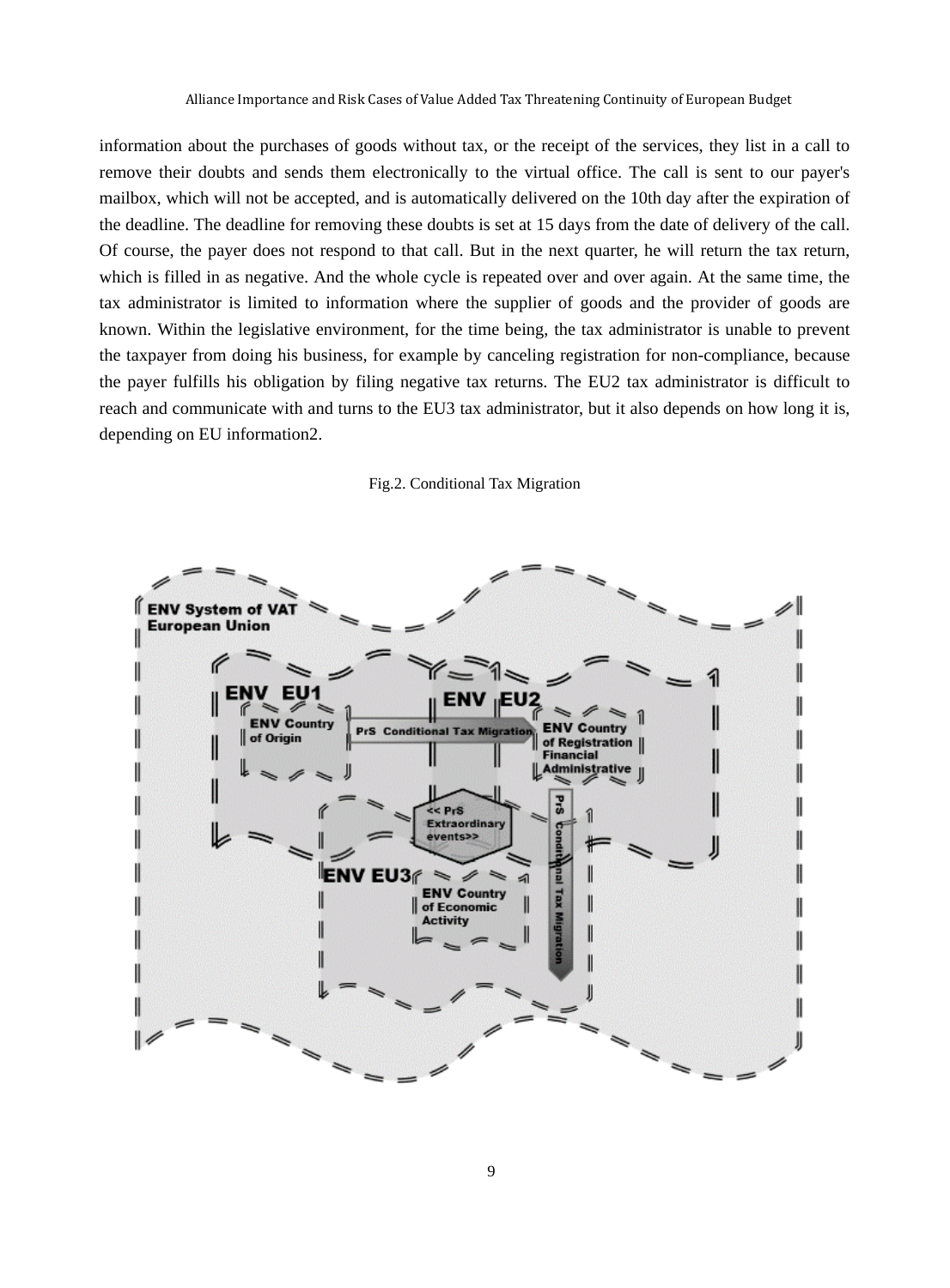information about the purchases of goods without tax, or the receipt of the services, they list in a call to remove their doubts and sends them electronically to the virtual office. The call is sent to our payer's mailbox, which will not be accepted, and is automatically delivered on the 10th day after the expiration of the deadline. The deadline for removing these doubts is set at 15 days from the date of delivery of the call. Of course, the payer does not respond to that call. But in the next quarter, he will return the tax return, which is filled in as negative. And the whole cycle is repeated over and over again. At the same time, the tax administrator is limited to information where the supplier of goods and the provider of goods are known. Within the legislative environment, for the time being, the tax administrator is unable to prevent the taxpayer from doing his business, for example by canceling registration for non-compliance, because the payer fulfills his obligation by filing negative tax returns. The EU2 tax administrator is difficult to reach and communicate with and turns to the EU3 tax administrator, but it also depends on how long it is, depending on EU information2.

Fig.2. Conditional Tax Migration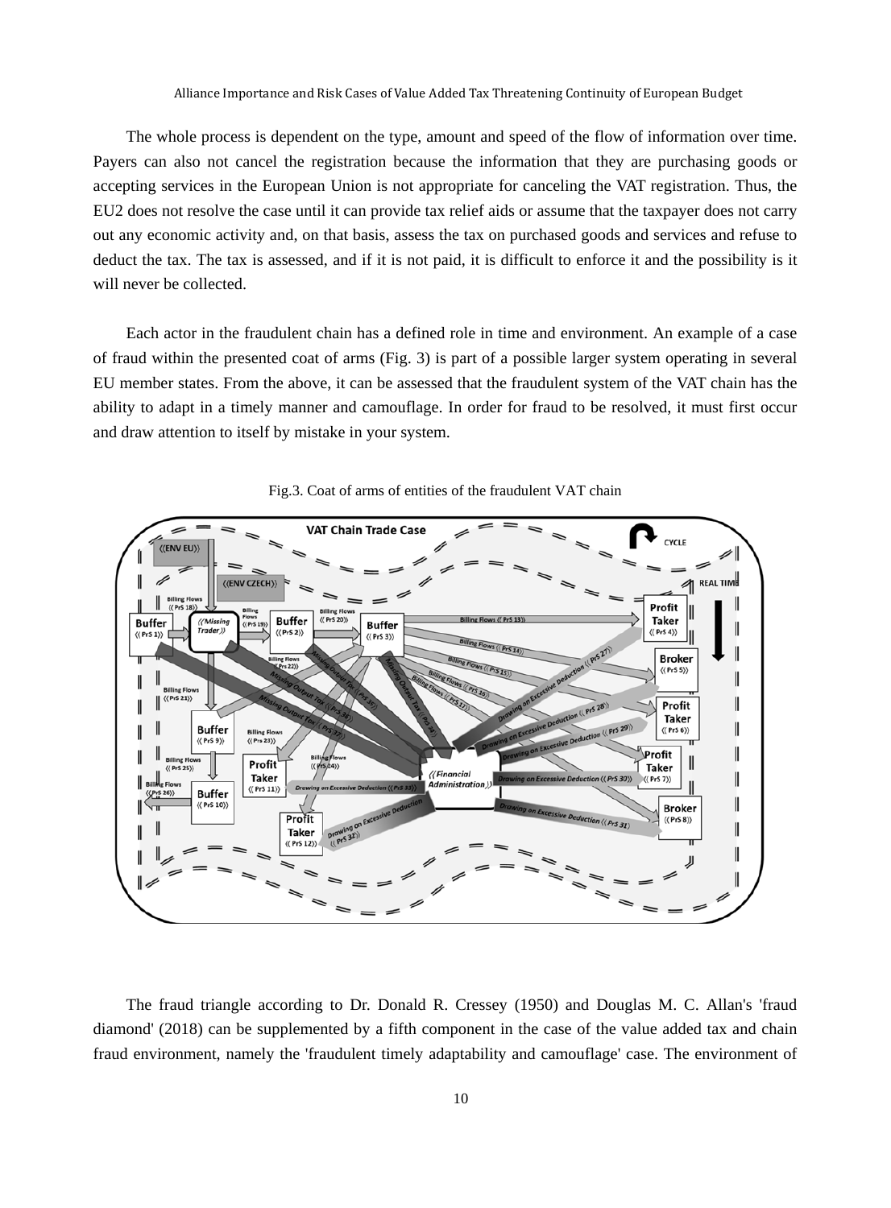The whole process is dependent on the type, amount and speed of the flow of information over time. Payers can also not cancel the registration because the information that they are purchasing goods or accepting services in the European Union is not appropriate for canceling the VAT registration. Thus, the EU2 does not resolve the case until it can provide tax relief aids or assume that the taxpayer does not carry out any economic activity and, on that basis, assess the tax on purchased goods and services and refuse to deduct the tax. The tax is assessed, and if it is not paid, it is difficult to enforce it and the possibility is it will never be collected.

Each actor in the fraudulent chain has a defined role in time and environment. An example of a case of fraud within the presented coat of arms (Fig. 3) is part of a possible larger system operating in several EU member states. From the above, it can be assessed that the fraudulent system of the VAT chain has the ability to adapt in a timely manner and camouflage. In order for fraud to be resolved, it must first occur and draw attention to itself by mistake in your system.

Fig.3. Coat of arms of entities of the fraudulent VAT chain

The fraud triangle according to Dr. Donald R. Cressey (1950) and Douglas M. C. Allan's 'fraud diamond' (2018) can be supplemented by a fifth component in the case of the value added tax and chain fraud environment, namely the 'fraudulent timely adaptability and camouflage' case. The environment of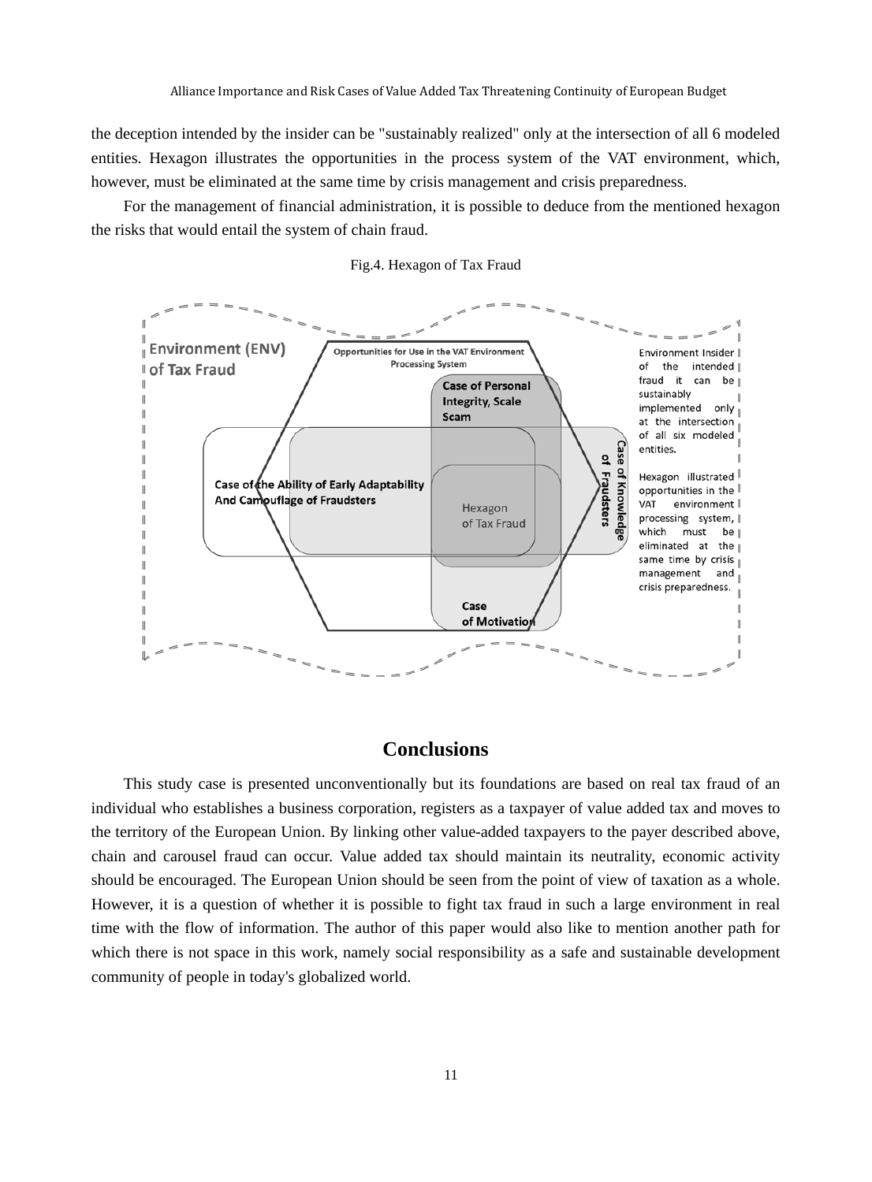the deception intended by the insider can be "sustainably realized" only at the intersection of all 6 modeled entities. Hexagon illustrates the opportunities in the process system of the VAT environment, which, however, must be eliminated at the same time by crisis management and crisis preparedness.

For the management of financial administration, it is possible to deduce from the mentioned hexagon the risks that would entail the system of chain fraud.

Fig.4. Hexagon of Tax Fraud

Environment (ENV) of Tax Fraud

Opportunities for Use in the VAT Environment Processing System

Case of Personal Integrity, Scale Scam

Case of the Ability of Early Adaptability And Camouflage of Fraudsters

Hexagon of Tax Fraud

Case of Knowledge of Fraudsters

Case of Motivation

Environment Insider of the intended fraud it can be sustainably implemented only at the intersection of all six modeled entities.

Hexagon illustrated opportunities in the VAT environment processing system, which must be eliminated at the same time by crisis management and crisis preparedness.

## Conclusions

This study case is presented unconventionally but its foundations are based on real tax fraud of an individual who establishes a business corporation, registers as a taxpayer of value added tax and moves to the territory of the European Union. By linking other value-added taxpayers to the payer described above, chain and carousel fraud can occur. Value added tax should maintain its neutrality, economic activity should be encouraged. The European Union should be seen from the point of view of taxation as a whole. However, it is a question of whether it is possible to fight tax fraud in such a large environment in real time with the flow of information. The author of this paper would also like to mention another path for which there is not space in this work, namely social responsibility as a safe and sustainable development community of people in today's globalized world.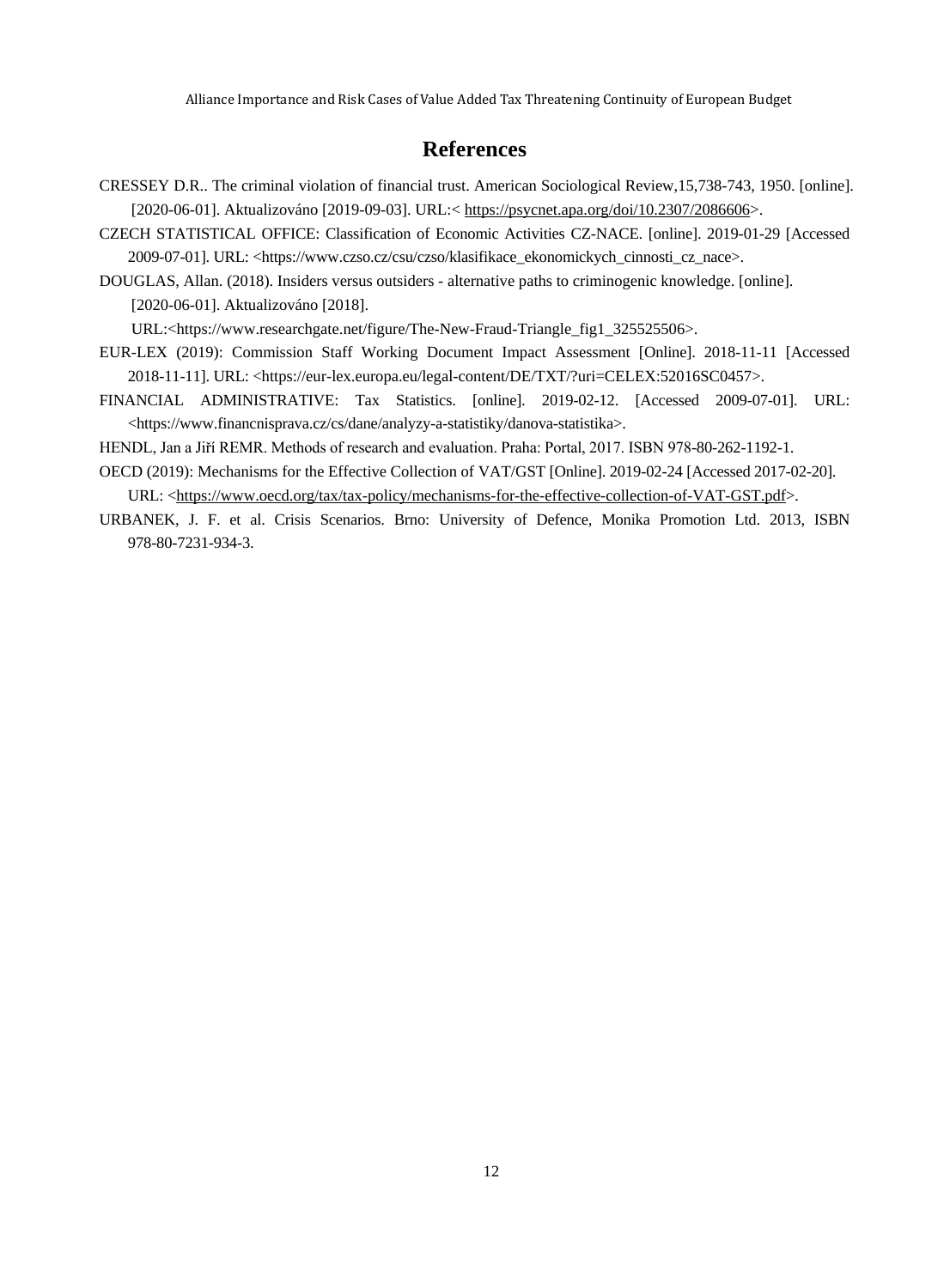## References

CRESSEY D.R.. The criminal violation of financial trust. American Sociological Review,15,738-743, 1950. [online]. [2020-06-01]. Aktualizováno [2019-09-03]. URL:< https://psycnet.apa.org/doi/10.2307/2086606>.

CZECH STATISTICAL OFFICE: Classification of Economic Activities CZ-NACE. [online]. 2019-01-29 [Accessed 2009-07-01]. URL: <https://www.czso.cz/csu/czso/klasifikace_ekonomickych_cinnosti_cz_nace>.

DOUGLAS, Allan. (2018). Insiders versus outsiders - alternative paths to criminogenic knowledge. [online]. [2020-06-01]. Aktualizováno [2018]. URL:<https://www.researchgate.net/figure/The-New-Fraud-Triangle_fig1_325525506>.

EUR-LEX (2019): Commission Staff Working Document Impact Assessment [Online]. 2018-11-11 [Accessed 2018-11-11]. URL: <https://eur-lex.europa.eu/legal-content/DE/TXT/?uri=CELEX:52016SC0457>.

FINANCIAL ADMINISTRATIVE: Tax Statistics. [online]. 2019-02-12. [Accessed 2009-07-01]. URL: <https://www.financnisprava.cz/cs/dane/analyzy-a-statistiky/danova-statistika>.

HENDL, Jan a Jiří REMR. Methods of research and evaluation. Praha: Portal, 2017. ISBN 978-80-262-1192-1.

OECD (2019): Mechanisms for the Effective Collection of VAT/GST [Online]. 2019-02-24 [Accessed 2017-02-20]. URL: <https://www.oecd.org/tax/tax-policy/mechanisms-for-the-effective-collection-of-VAT-GST.pdf>.

URBANEK, J. F. et al. Crisis Scenarios. Brno: University of Defence, Monika Promotion Ltd. 2013, ISBN 978-80-7231-934-3.